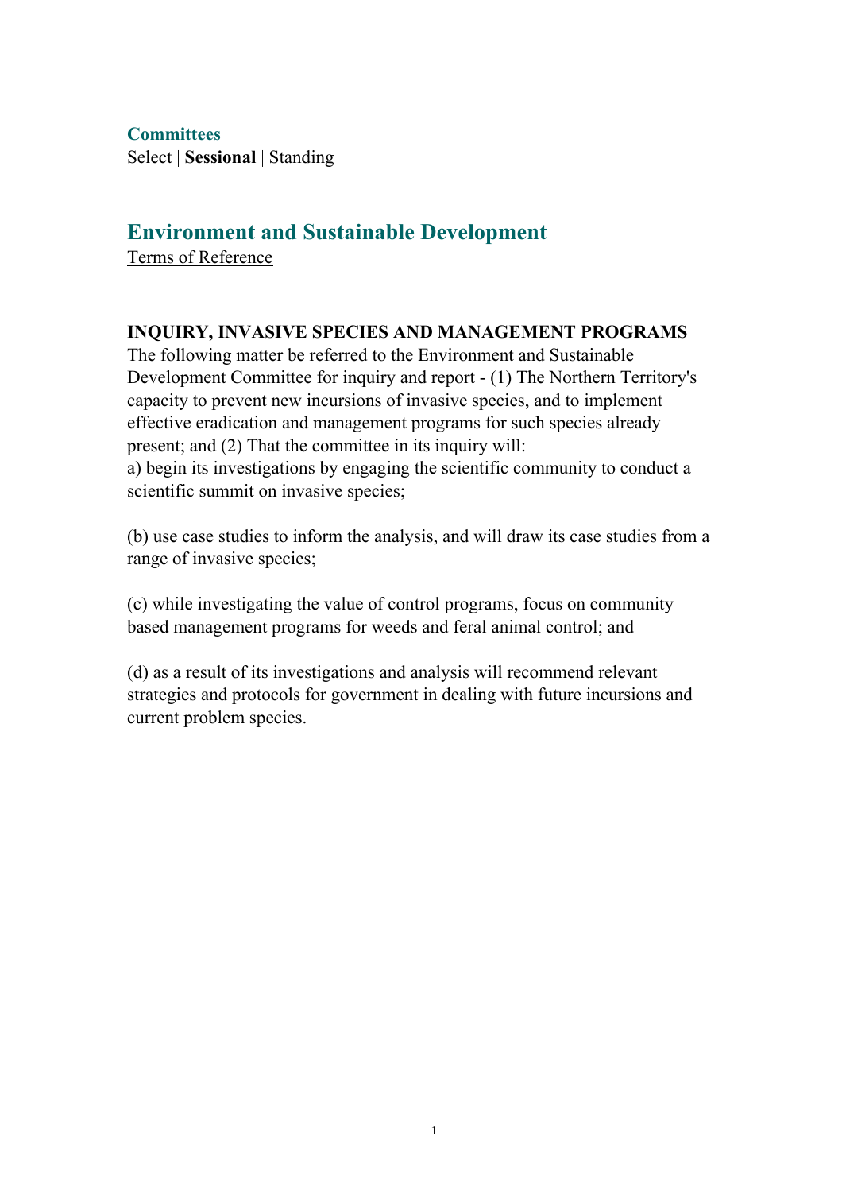**Committees**

Select | **Sessional** | Standing

## Environment and Sustainable Development

Terms of Reference

**INQUIRY, INVASIVE SPECIES AND MANAGEMENT PROGRAMS**

The following matter be referred to the Environment and Sustainable Development Committee for inquiry and report - (1) The Northern Territory's capacity to prevent new incursions of invasive species, and to implement effective eradication and management programs for such species already present; and (2) That the committee in its inquiry will:

a) begin its investigations by engaging the scientific community to conduct a scientific summit on invasive species;

(b) use case studies to inform the analysis, and will draw its case studies from a range of invasive species;

(c) while investigating the value of control programs, focus on community based management programs for weeds and feral animal control; and

(d) as a result of its investigations and analysis will recommend relevant strategies and protocols for government in dealing with future incursions and current problem species.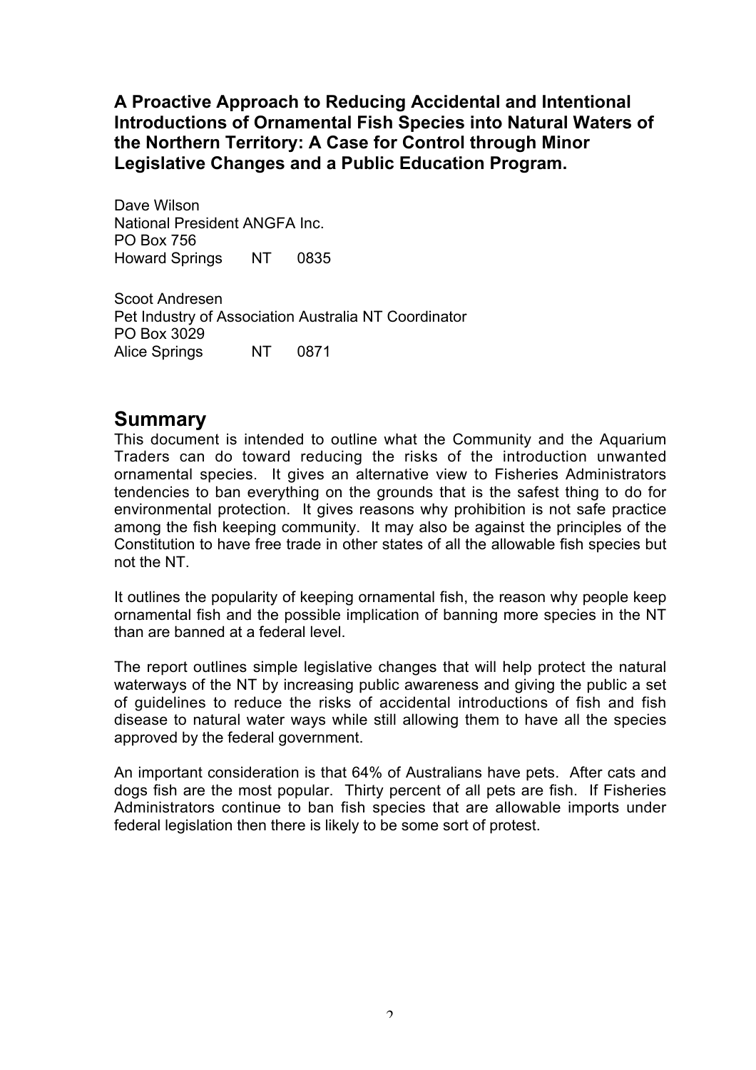**A Proactive Approach to Reducing Accidental and Intentional Introductions of Ornamental Fish Species into Natural Waters of the Northern Territory: A Case for Control through Minor Legislative Changes and a Public Education Program.**

Dave Wilson
National President ANGFA Inc.
PO Box 756
Howard Springs NT 0835

Scoot Andresen
Pet Industry of Association Australia NT Coordinator
PO Box 3029
Alice Springs NT 0871

## Summary

This document is intended to outline what the Community and the Aquarium Traders can do toward reducing the risks of the introduction unwanted ornamental species. It gives an alternative view to Fisheries Administrators tendencies to ban everything on the grounds that is the safest thing to do for environmental protection. It gives reasons why prohibition is not safe practice among the fish keeping community. It may also be against the principles of the Constitution to have free trade in other states of all the allowable fish species but not the NT.

It outlines the popularity of keeping ornamental fish, the reason why people keep ornamental fish and the possible implication of banning more species in the NT than are banned at a federal level.

The report outlines simple legislative changes that will help protect the natural waterways of the NT by increasing public awareness and giving the public a set of guidelines to reduce the risks of accidental introductions of fish and fish disease to natural water ways while still allowing them to have all the species approved by the federal government.

An important consideration is that 64% of Australians have pets. After cats and dogs fish are the most popular. Thirty percent of all pets are fish. If Fisheries Administrators continue to ban fish species that are allowable imports under federal legislation then there is likely to be some sort of protest.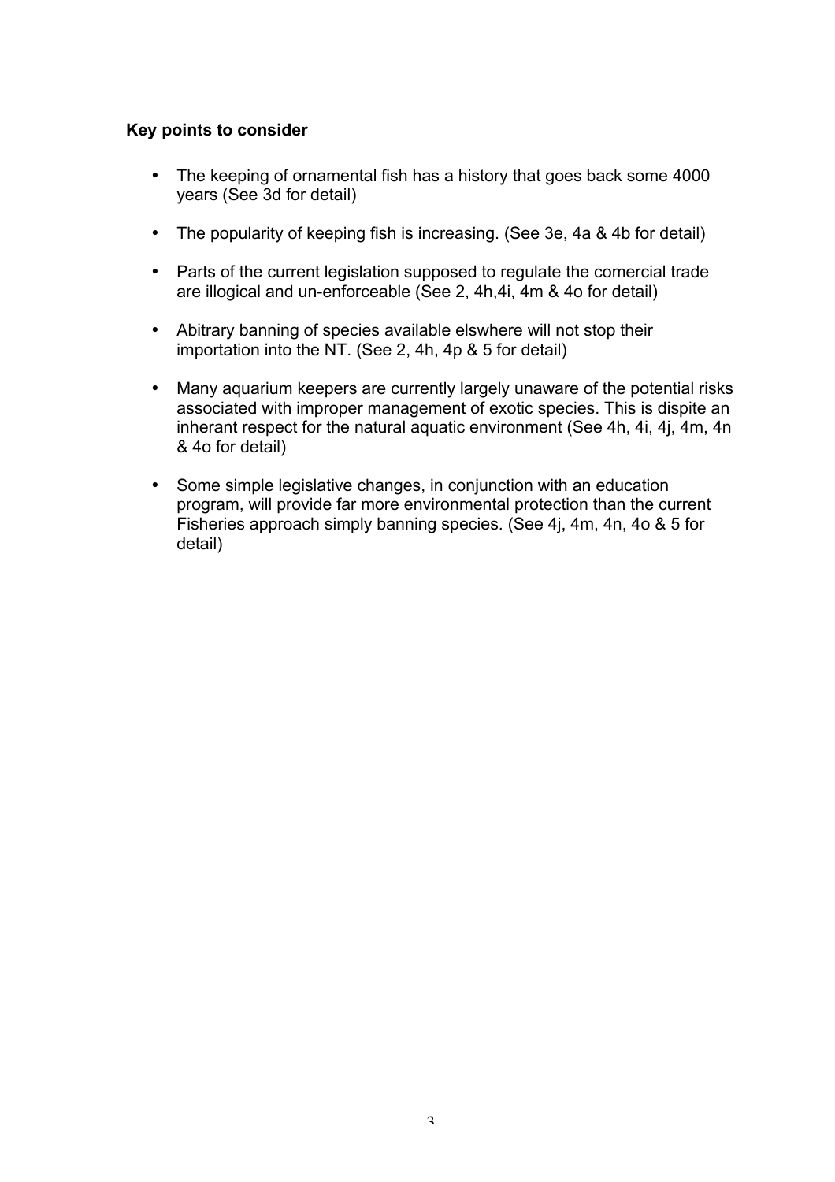**Key points to consider**

- The keeping of ornamental fish has a history that goes back some 4000 years (See 3d for detail)
- The popularity of keeping fish is increasing. (See 3e, 4a & 4b for detail)
- Parts of the current legislation supposed to regulate the comercial trade are illogical and un-enforceable (See 2, 4h,4i, 4m & 4o for detail)
- Abitrary banning of species available elswhere will not stop their importation into the NT. (See 2, 4h, 4p & 5 for detail)
- Many aquarium keepers are currently largely unaware of the potential risks associated with improper management of exotic species. This is dispite an inherant respect for the natural aquatic environment (See 4h, 4i, 4j, 4m, 4n & 4o for detail)
- Some simple legislative changes, in conjunction with an education program, will provide far more environmental protection than the current Fisheries approach simply banning species. (See 4j, 4m, 4n, 4o & 5 for detail)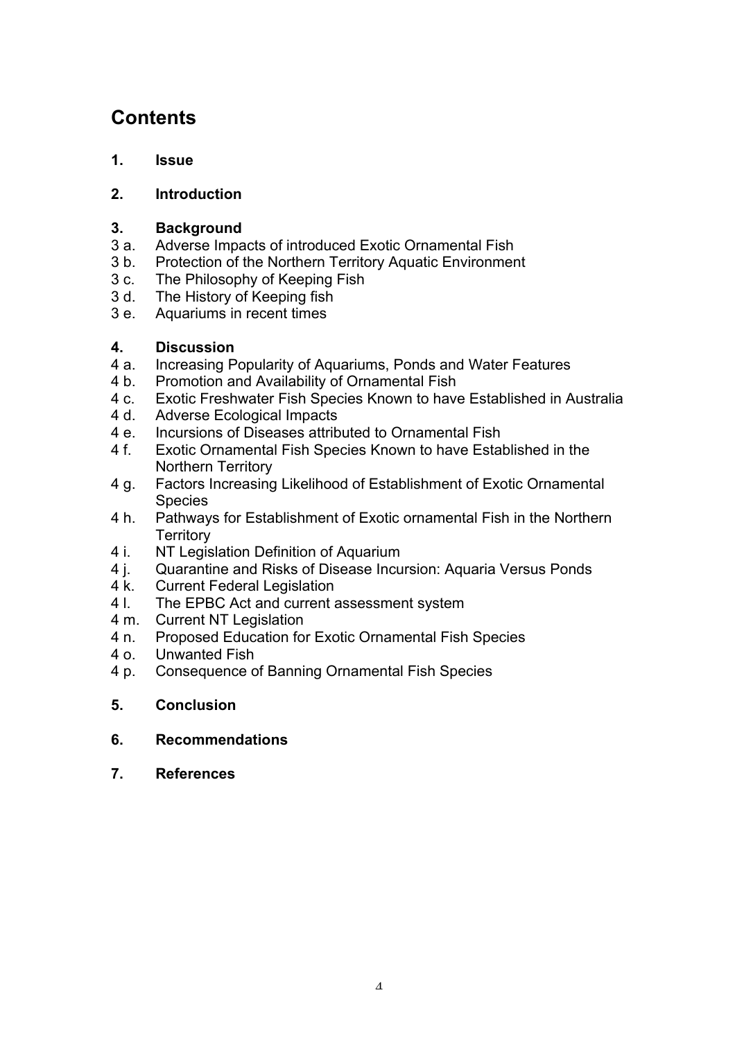# Contents

**1. Issue**

**2. Introduction**

**3. Background**

3 a. Adverse Impacts of introduced Exotic Ornamental Fish
3 b. Protection of the Northern Territory Aquatic Environment
3 c. The Philosophy of Keeping Fish
3 d. The History of Keeping fish
3 e. Aquariums in recent times

**4. Discussion**

4 a. Increasing Popularity of Aquariums, Ponds and Water Features
4 b. Promotion and Availability of Ornamental Fish
4 c. Exotic Freshwater Fish Species Known to have Established in Australia
4 d. Adverse Ecological Impacts
4 e. Incursions of Diseases attributed to Ornamental Fish
4 f. Exotic Ornamental Fish Species Known to have Established in the Northern Territory
4 g. Factors Increasing Likelihood of Establishment of Exotic Ornamental Species
4 h. Pathways for Establishment of Exotic ornamental Fish in the Northern Territory
4 i. NT Legislation Definition of Aquarium
4 j. Quarantine and Risks of Disease Incursion: Aquaria Versus Ponds
4 k. Current Federal Legislation
4 l. The EPBC Act and current assessment system
4 m. Current NT Legislation
4 n. Proposed Education for Exotic Ornamental Fish Species
4 o. Unwanted Fish
4 p. Consequence of Banning Ornamental Fish Species

**5. Conclusion**

**6. Recommendations**

**7. References**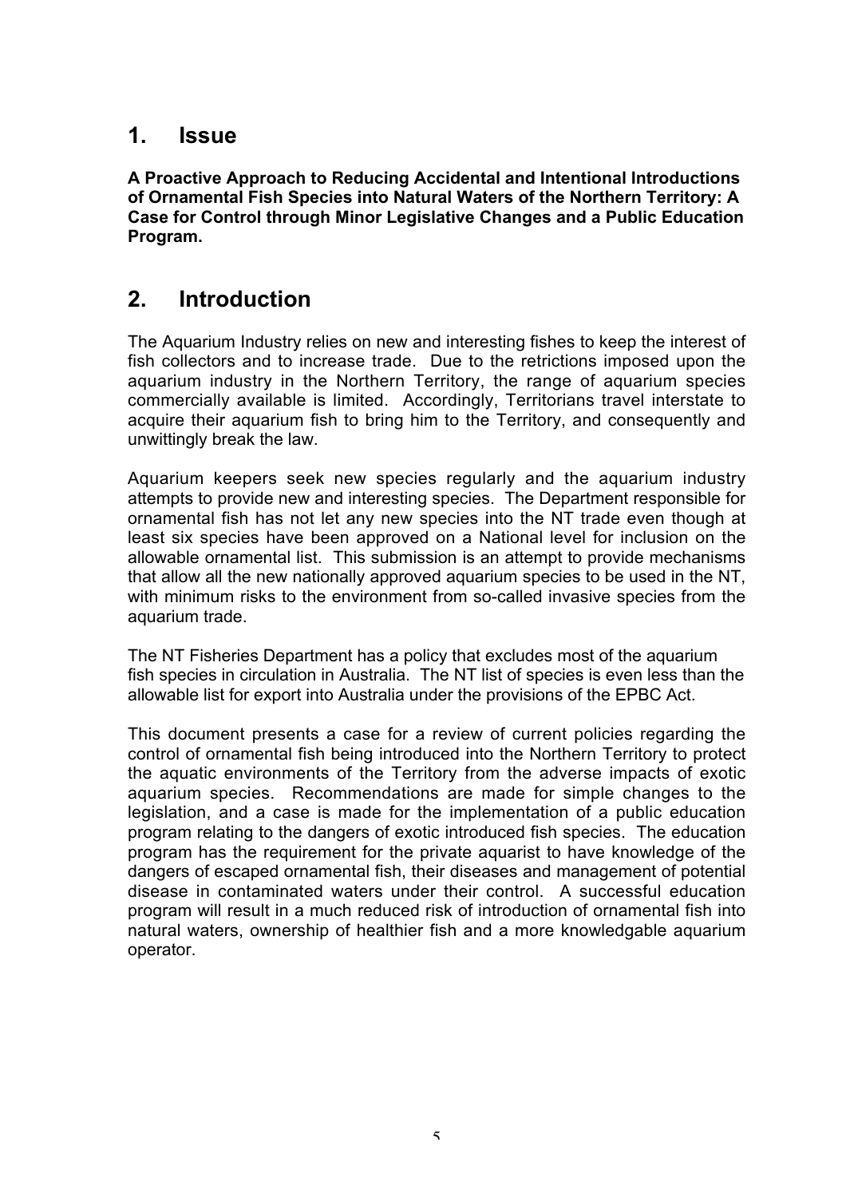## 1. Issue

**A Proactive Approach to Reducing Accidental and Intentional Introductions of Ornamental Fish Species into Natural Waters of the Northern Territory: A Case for Control through Minor Legislative Changes and a Public Education Program.**

## 2. Introduction

The Aquarium Industry relies on new and interesting fishes to keep the interest of fish collectors and to increase trade. Due to the retrictions imposed upon the aquarium industry in the Northern Territory, the range of aquarium species commercially available is limited. Accordingly, Territorians travel interstate to acquire their aquarium fish to bring him to the Territory, and consequently and unwittingly break the law.

Aquarium keepers seek new species regularly and the aquarium industry attempts to provide new and interesting species. The Department responsible for ornamental fish has not let any new species into the NT trade even though at least six species have been approved on a National level for inclusion on the allowable ornamental list. This submission is an attempt to provide mechanisms that allow all the new nationally approved aquarium species to be used in the NT, with minimum risks to the environment from so-called invasive species from the aquarium trade.

The NT Fisheries Department has a policy that excludes most of the aquarium fish species in circulation in Australia. The NT list of species is even less than the allowable list for export into Australia under the provisions of the EPBC Act.

This document presents a case for a review of current policies regarding the control of ornamental fish being introduced into the Northern Territory to protect the aquatic environments of the Territory from the adverse impacts of exotic aquarium species. Recommendations are made for simple changes to the legislation, and a case is made for the implementation of a public education program relating to the dangers of exotic introduced fish species. The education program has the requirement for the private aquarist to have knowledge of the dangers of escaped ornamental fish, their diseases and management of potential disease in contaminated waters under their control. A successful education program will result in a much reduced risk of introduction of ornamental fish into natural waters, ownership of healthier fish and a more knowledgable aquarium operator.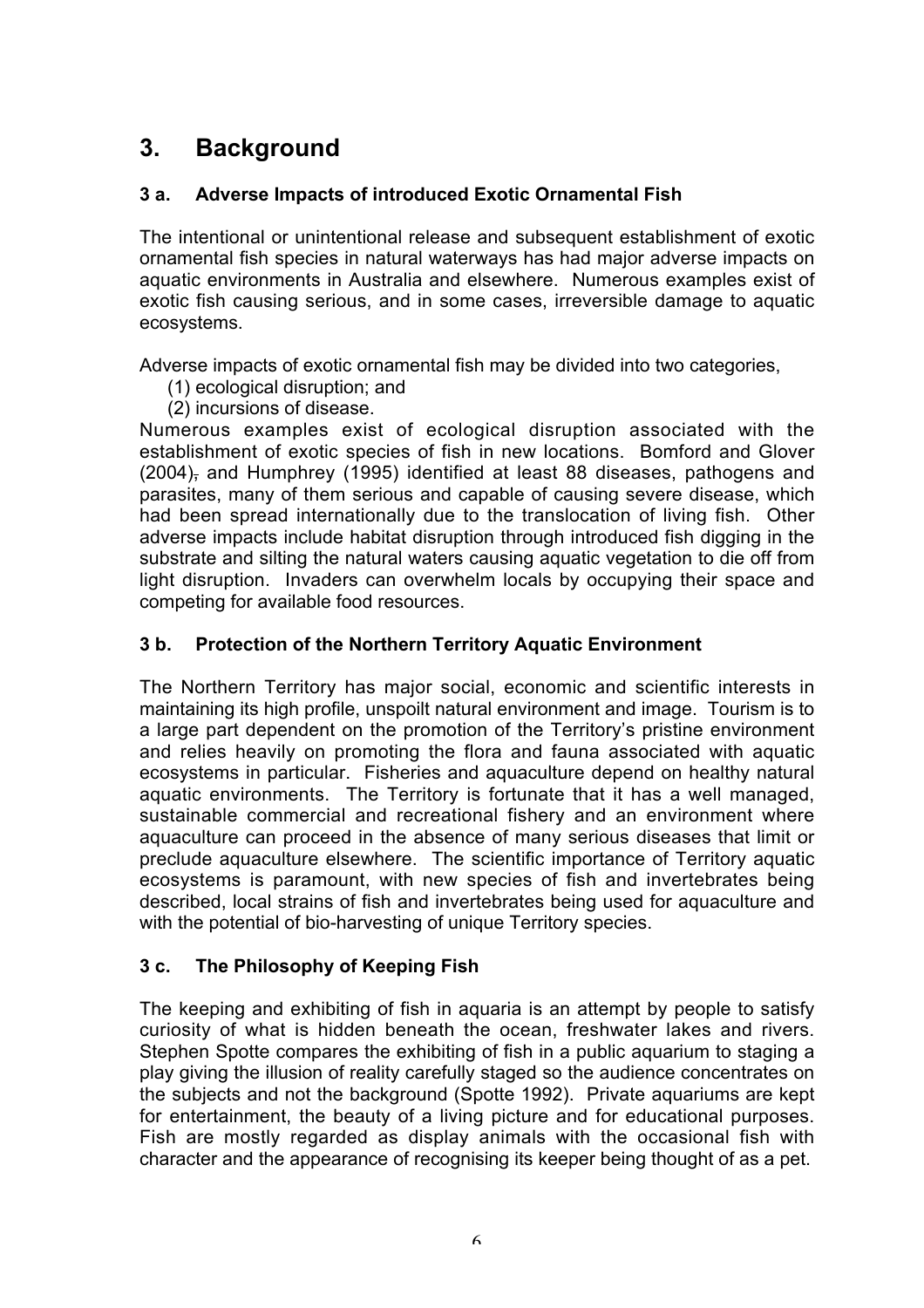# 3. Background

## 3 a. Adverse Impacts of introduced Exotic Ornamental Fish

The intentional or unintentional release and subsequent establishment of exotic ornamental fish species in natural waterways has had major adverse impacts on aquatic environments in Australia and elsewhere. Numerous examples exist of exotic fish causing serious, and in some cases, irreversible damage to aquatic ecosystems.

Adverse impacts of exotic ornamental fish may be divided into two categories,

(1) ecological disruption; and
(2) incursions of disease.

Numerous examples exist of ecological disruption associated with the establishment of exotic species of fish in new locations. Bomford and Glover (2004), and Humphrey (1995) identified at least 88 diseases, pathogens and parasites, many of them serious and capable of causing severe disease, which had been spread internationally due to the translocation of living fish. Other adverse impacts include habitat disruption through introduced fish digging in the substrate and silting the natural waters causing aquatic vegetation to die off from light disruption. Invaders can overwhelm locals by occupying their space and competing for available food resources.

## 3 b. Protection of the Northern Territory Aquatic Environment

The Northern Territory has major social, economic and scientific interests in maintaining its high profile, unspoilt natural environment and image. Tourism is to a large part dependent on the promotion of the Territory's pristine environment and relies heavily on promoting the flora and fauna associated with aquatic ecosystems in particular. Fisheries and aquaculture depend on healthy natural aquatic environments. The Territory is fortunate that it has a well managed, sustainable commercial and recreational fishery and an environment where aquaculture can proceed in the absence of many serious diseases that limit or preclude aquaculture elsewhere. The scientific importance of Territory aquatic ecosystems is paramount, with new species of fish and invertebrates being described, local strains of fish and invertebrates being used for aquaculture and with the potential of bio-harvesting of unique Territory species.

## 3 c. The Philosophy of Keeping Fish

The keeping and exhibiting of fish in aquaria is an attempt by people to satisfy curiosity of what is hidden beneath the ocean, freshwater lakes and rivers. Stephen Spotte compares the exhibiting of fish in a public aquarium to staging a play giving the illusion of reality carefully staged so the audience concentrates on the subjects and not the background (Spotte 1992). Private aquariums are kept for entertainment, the beauty of a living picture and for educational purposes. Fish are mostly regarded as display animals with the occasional fish with character and the appearance of recognising its keeper being thought of as a pet.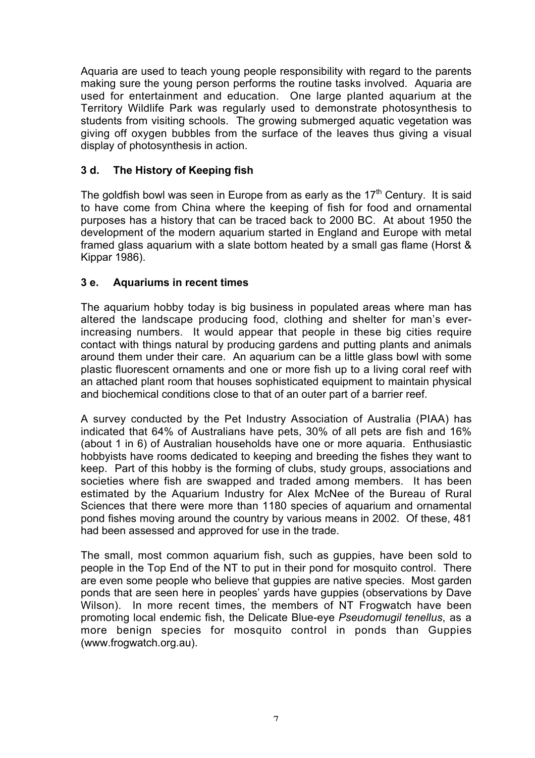Aquaria are used to teach young people responsibility with regard to the parents making sure the young person performs the routine tasks involved. Aquaria are used for entertainment and education. One large planted aquarium at the Territory Wildlife Park was regularly used to demonstrate photosynthesis to students from visiting schools. The growing submerged aquatic vegetation was giving off oxygen bubbles from the surface of the leaves thus giving a visual display of photosynthesis in action.

### 3 d. The History of Keeping fish

The goldfish bowl was seen in Europe from as early as the 17th Century. It is said to have come from China where the keeping of fish for food and ornamental purposes has a history that can be traced back to 2000 BC. At about 1950 the development of the modern aquarium started in England and Europe with metal framed glass aquarium with a slate bottom heated by a small gas flame (Horst & Kippar 1986).

### 3 e. Aquariums in recent times

The aquarium hobby today is big business in populated areas where man has altered the landscape producing food, clothing and shelter for man's ever-increasing numbers. It would appear that people in these big cities require contact with things natural by producing gardens and putting plants and animals around them under their care. An aquarium can be a little glass bowl with some plastic fluorescent ornaments and one or more fish up to a living coral reef with an attached plant room that houses sophisticated equipment to maintain physical and biochemical conditions close to that of an outer part of a barrier reef.

A survey conducted by the Pet Industry Association of Australia (PIAA) has indicated that 64% of Australians have pets, 30% of all pets are fish and 16% (about 1 in 6) of Australian households have one or more aquaria. Enthusiastic hobbyists have rooms dedicated to keeping and breeding the fishes they want to keep. Part of this hobby is the forming of clubs, study groups, associations and societies where fish are swapped and traded among members. It has been estimated by the Aquarium Industry for Alex McNee of the Bureau of Rural Sciences that there were more than 1180 species of aquarium and ornamental pond fishes moving around the country by various means in 2002. Of these, 481 had been assessed and approved for use in the trade.

The small, most common aquarium fish, such as guppies, have been sold to people in the Top End of the NT to put in their pond for mosquito control. There are even some people who believe that guppies are native species. Most garden ponds that are seen here in peoples' yards have guppies (observations by Dave Wilson). In more recent times, the members of NT Frogwatch have been promoting local endemic fish, the Delicate Blue-eye *Pseudomugil tenellus*, as a more benign species for mosquito control in ponds than Guppies (www.frogwatch.org.au).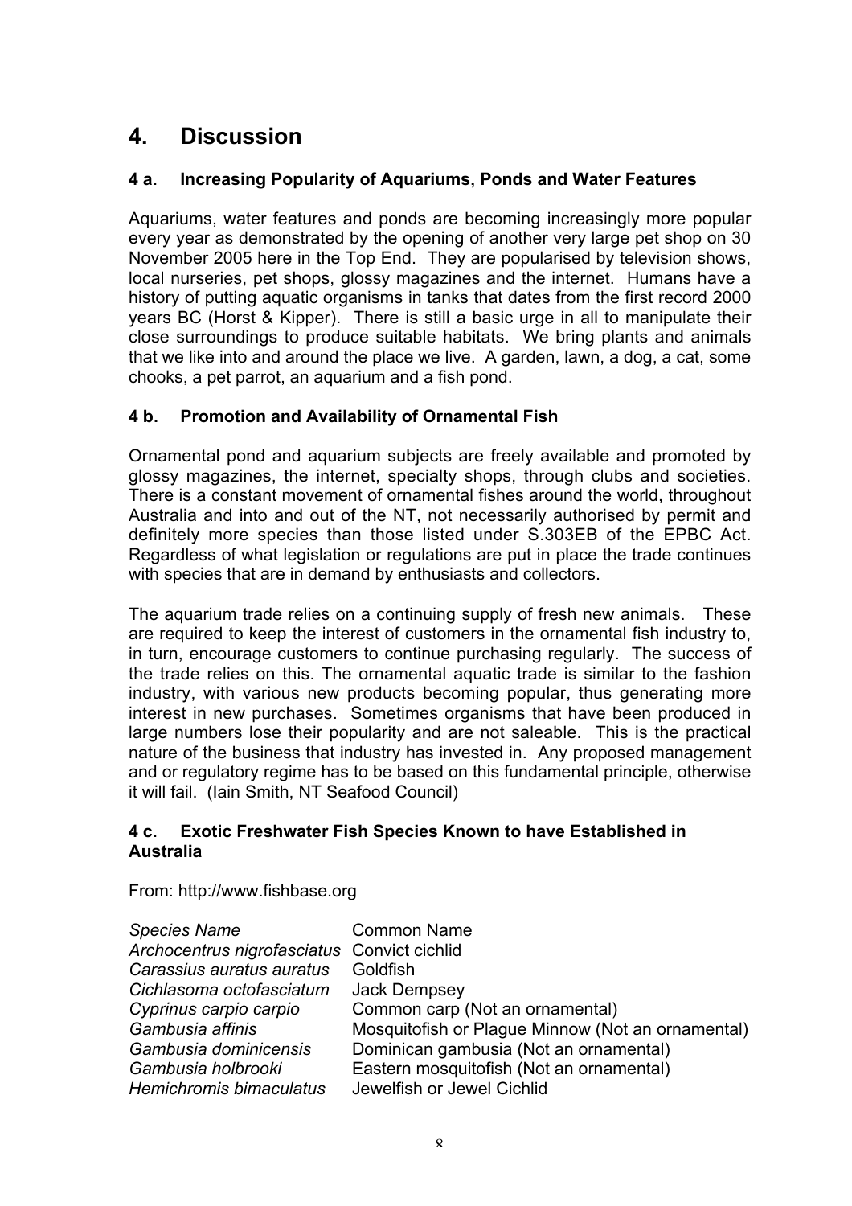# 4. Discussion

### 4 a. Increasing Popularity of Aquariums, Ponds and Water Features

Aquariums, water features and ponds are becoming increasingly more popular every year as demonstrated by the opening of another very large pet shop on 30 November 2005 here in the Top End. They are popularised by television shows, local nurseries, pet shops, glossy magazines and the internet. Humans have a history of putting aquatic organisms in tanks that dates from the first record 2000 years BC (Horst & Kipper). There is still a basic urge in all to manipulate their close surroundings to produce suitable habitats. We bring plants and animals that we like into and around the place we live. A garden, lawn, a dog, a cat, some chooks, a pet parrot, an aquarium and a fish pond.

### 4 b. Promotion and Availability of Ornamental Fish

Ornamental pond and aquarium subjects are freely available and promoted by glossy magazines, the internet, specialty shops, through clubs and societies. There is a constant movement of ornamental fishes around the world, throughout Australia and into and out of the NT, not necessarily authorised by permit and definitely more species than those listed under S.303EB of the EPBC Act. Regardless of what legislation or regulations are put in place the trade continues with species that are in demand by enthusiasts and collectors.

The aquarium trade relies on a continuing supply of fresh new animals. These are required to keep the interest of customers in the ornamental fish industry to, in turn, encourage customers to continue purchasing regularly. The success of the trade relies on this. The ornamental aquatic trade is similar to the fashion industry, with various new products becoming popular, thus generating more interest in new purchases. Sometimes organisms that have been produced in large numbers lose their popularity and are not saleable. This is the practical nature of the business that industry has invested in. Any proposed management and or regulatory regime has to be based on this fundamental principle, otherwise it will fail. (Iain Smith, NT Seafood Council)

### 4 c. Exotic Freshwater Fish Species Known to have Established in Australia

From: http://www.fishbase.org

| *Species Name* | Common Name |
|---|---|
| *Archocentrus nigrofasciatus* | Convict cichlid |
| *Carassius auratus auratus* | Goldfish |
| *Cichlasoma octofasciatum* | Jack Dempsey |
| *Cyprinus carpio carpio* | Common carp (Not an ornamental) |
| *Gambusia affinis* | Mosquitofish or Plague Minnow (Not an ornamental) |
| *Gambusia dominicensis* | Dominican gambusia (Not an ornamental) |
| *Gambusia holbrooki* | Eastern mosquitofish (Not an ornamental) |
| *Hemichromis bimaculatus* | Jewelfish or Jewel Cichlid |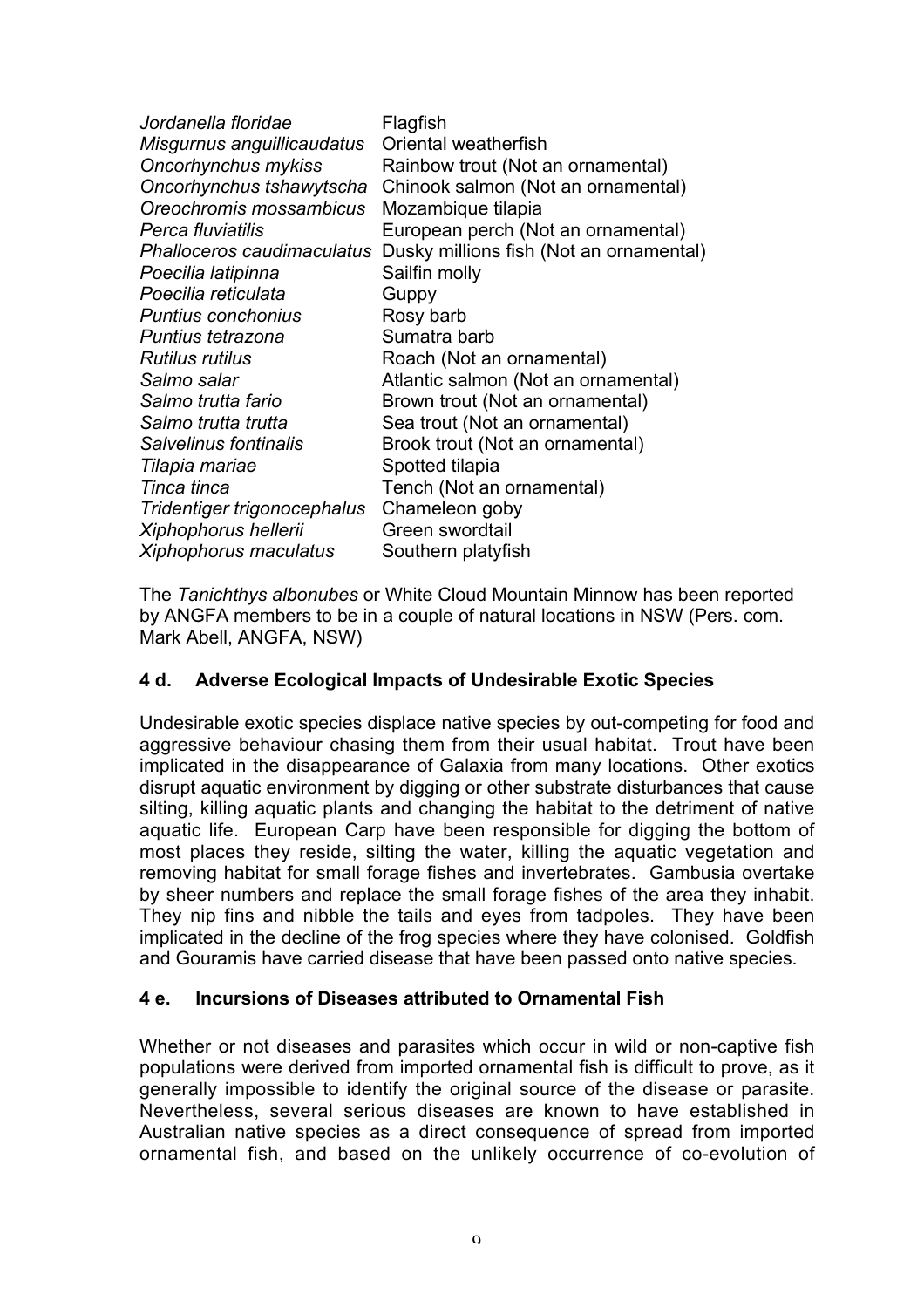| | |
|---|---|
| *Jordanella floridae* | Flagfish |
| *Misgurnus anguillicaudatus* | Oriental weatherfish |
| *Oncorhynchus mykiss* | Rainbow trout (Not an ornamental) |
| *Oncorhynchus tshawytscha* | Chinook salmon (Not an ornamental) |
| *Oreochromis mossambicus* | Mozambique tilapia |
| *Perca fluviatilis* | European perch (Not an ornamental) |
| *Phalloceros caudimaculatus* | Dusky millions fish (Not an ornamental) |
| *Poecilia latipinna* | Sailfin molly |
| *Poecilia reticulata* | Guppy |
| *Puntius conchonius* | Rosy barb |
| *Puntius tetrazona* | Sumatra barb |
| *Rutilus rutilus* | Roach (Not an ornamental) |
| *Salmo salar* | Atlantic salmon (Not an ornamental) |
| *Salmo trutta fario* | Brown trout (Not an ornamental) |
| *Salmo trutta trutta* | Sea trout (Not an ornamental) |
| *Salvelinus fontinalis* | Brook trout (Not an ornamental) |
| *Tilapia mariae* | Spotted tilapia |
| *Tinca tinca* | Tench (Not an ornamental) |
| *Tridentiger trigonocephalus* | Chameleon goby |
| *Xiphophorus hellerii* | Green swordtail |
| *Xiphophorus maculatus* | Southern platyfish |

The *Tanichthys albonubes* or White Cloud Mountain Minnow has been reported by ANGFA members to be in a couple of natural locations in NSW (Pers. com. Mark Abell, ANGFA, NSW)

### 4 d. Adverse Ecological Impacts of Undesirable Exotic Species

Undesirable exotic species displace native species by out-competing for food and aggressive behaviour chasing them from their usual habitat. Trout have been implicated in the disappearance of Galaxia from many locations. Other exotics disrupt aquatic environment by digging or other substrate disturbances that cause silting, killing aquatic plants and changing the habitat to the detriment of native aquatic life. European Carp have been responsible for digging the bottom of most places they reside, silting the water, killing the aquatic vegetation and removing habitat for small forage fishes and invertebrates. Gambusia overtake by sheer numbers and replace the small forage fishes of the area they inhabit. They nip fins and nibble the tails and eyes from tadpoles. They have been implicated in the decline of the frog species where they have colonised. Goldfish and Gouramis have carried disease that have been passed onto native species.

### 4 e. Incursions of Diseases attributed to Ornamental Fish

Whether or not diseases and parasites which occur in wild or non-captive fish populations were derived from imported ornamental fish is difficult to prove, as it generally impossible to identify the original source of the disease or parasite. Nevertheless, several serious diseases are known to have established in Australian native species as a direct consequence of spread from imported ornamental fish, and based on the unlikely occurrence of co-evolution of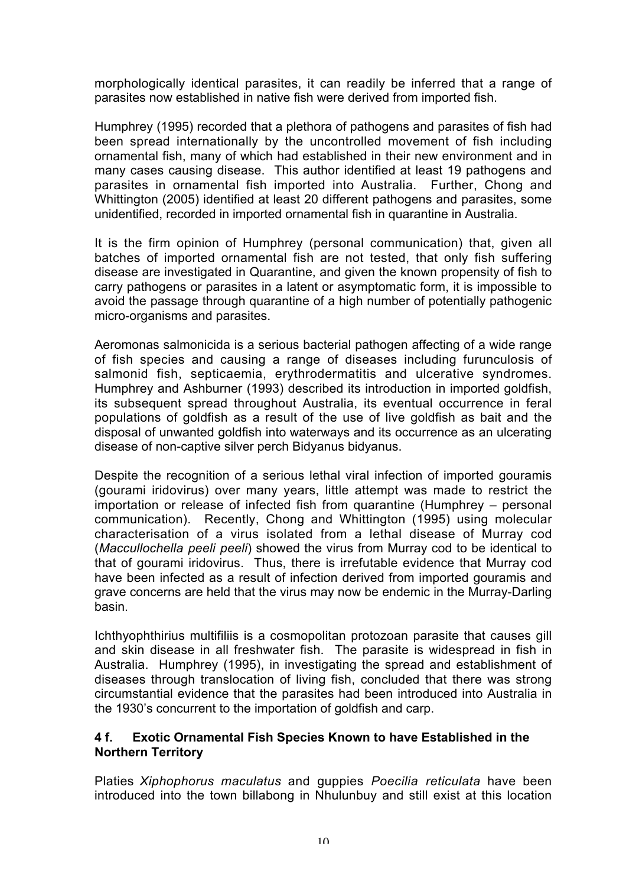morphologically identical parasites, it can readily be inferred that a range of parasites now established in native fish were derived from imported fish.

Humphrey (1995) recorded that a plethora of pathogens and parasites of fish had been spread internationally by the uncontrolled movement of fish including ornamental fish, many of which had established in their new environment and in many cases causing disease. This author identified at least 19 pathogens and parasites in ornamental fish imported into Australia. Further, Chong and Whittington (2005) identified at least 20 different pathogens and parasites, some unidentified, recorded in imported ornamental fish in quarantine in Australia.

It is the firm opinion of Humphrey (personal communication) that, given all batches of imported ornamental fish are not tested, that only fish suffering disease are investigated in Quarantine, and given the known propensity of fish to carry pathogens or parasites in a latent or asymptomatic form, it is impossible to avoid the passage through quarantine of a high number of potentially pathogenic micro-organisms and parasites.

Aeromonas salmonicida is a serious bacterial pathogen affecting of a wide range of fish species and causing a range of diseases including furunculosis of salmonid fish, septicaemia, erythrodermatitis and ulcerative syndromes. Humphrey and Ashburner (1993) described its introduction in imported goldfish, its subsequent spread throughout Australia, its eventual occurrence in feral populations of goldfish as a result of the use of live goldfish as bait and the disposal of unwanted goldfish into waterways and its occurrence as an ulcerating disease of non-captive silver perch Bidyanus bidyanus.

Despite the recognition of a serious lethal viral infection of imported gouramis (gourami iridovirus) over many years, little attempt was made to restrict the importation or release of infected fish from quarantine (Humphrey – personal communication). Recently, Chong and Whittington (1995) using molecular characterisation of a virus isolated from a lethal disease of Murray cod (*Maccullochella peeli peeli*) showed the virus from Murray cod to be identical to that of gourami iridovirus. Thus, there is irrefutable evidence that Murray cod have been infected as a result of infection derived from imported gouramis and grave concerns are held that the virus may now be endemic in the Murray-Darling basin.

Ichthyophthirius multifiliis is a cosmopolitan protozoan parasite that causes gill and skin disease in all freshwater fish. The parasite is widespread in fish in Australia. Humphrey (1995), in investigating the spread and establishment of diseases through translocation of living fish, concluded that there was strong circumstantial evidence that the parasites had been introduced into Australia in the 1930's concurrent to the importation of goldfish and carp.

### 4 f. Exotic Ornamental Fish Species Known to have Established in the Northern Territory

Platies *Xiphophorus maculatus* and guppies *Poecilia reticulata* have been introduced into the town billabong in Nhulunbuy and still exist at this location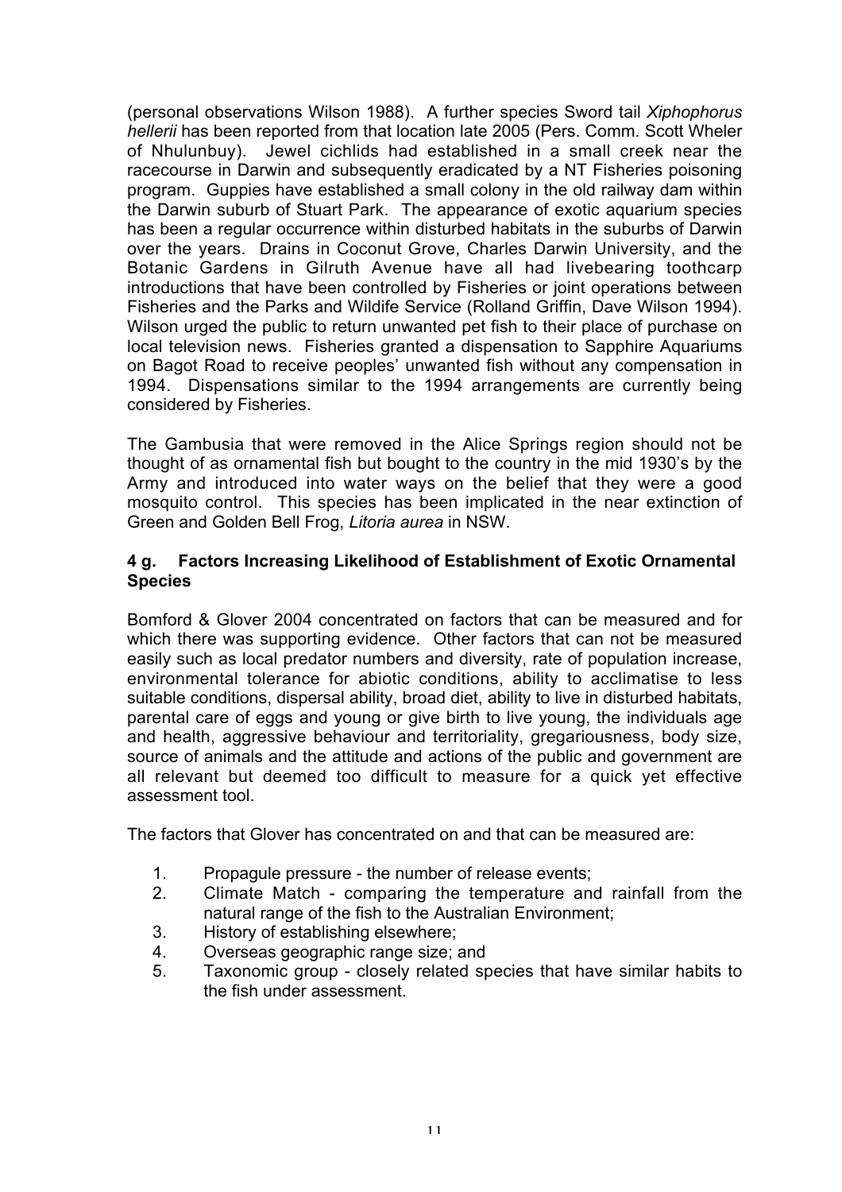(personal observations Wilson 1988). A further species Sword tail *Xiphophorus hellerii* has been reported from that location late 2005 (Pers. Comm. Scott Wheler of Nhulunbuy). Jewel cichlids had established in a small creek near the racecourse in Darwin and subsequently eradicated by a NT Fisheries poisoning program. Guppies have established a small colony in the old railway dam within the Darwin suburb of Stuart Park. The appearance of exotic aquarium species has been a regular occurrence within disturbed habitats in the suburbs of Darwin over the years. Drains in Coconut Grove, Charles Darwin University, and the Botanic Gardens in Gilruth Avenue have all had livebearing toothcarp introductions that have been controlled by Fisheries or joint operations between Fisheries and the Parks and Wildife Service (Rolland Griffin, Dave Wilson 1994). Wilson urged the public to return unwanted pet fish to their place of purchase on local television news. Fisheries granted a dispensation to Sapphire Aquariums on Bagot Road to receive peoples' unwanted fish without any compensation in 1994. Dispensations similar to the 1994 arrangements are currently being considered by Fisheries.

The Gambusia that were removed in the Alice Springs region should not be thought of as ornamental fish but bought to the country in the mid 1930's by the Army and introduced into water ways on the belief that they were a good mosquito control. This species has been implicated in the near extinction of Green and Golden Bell Frog, *Litoria aurea* in NSW.

### 4 g. Factors Increasing Likelihood of Establishment of Exotic Ornamental Species

Bomford & Glover 2004 concentrated on factors that can be measured and for which there was supporting evidence. Other factors that can not be measured easily such as local predator numbers and diversity, rate of population increase, environmental tolerance for abiotic conditions, ability to acclimatise to less suitable conditions, dispersal ability, broad diet, ability to live in disturbed habitats, parental care of eggs and young or give birth to live young, the individuals age and health, aggressive behaviour and territoriality, gregariousness, body size, source of animals and the attitude and actions of the public and government are all relevant but deemed too difficult to measure for a quick yet effective assessment tool.

The factors that Glover has concentrated on and that can be measured are:

1. Propagule pressure - the number of release events;
2. Climate Match - comparing the temperature and rainfall from the natural range of the fish to the Australian Environment;
3. History of establishing elsewhere;
4. Overseas geographic range size; and
5. Taxonomic group - closely related species that have similar habits to the fish under assessment.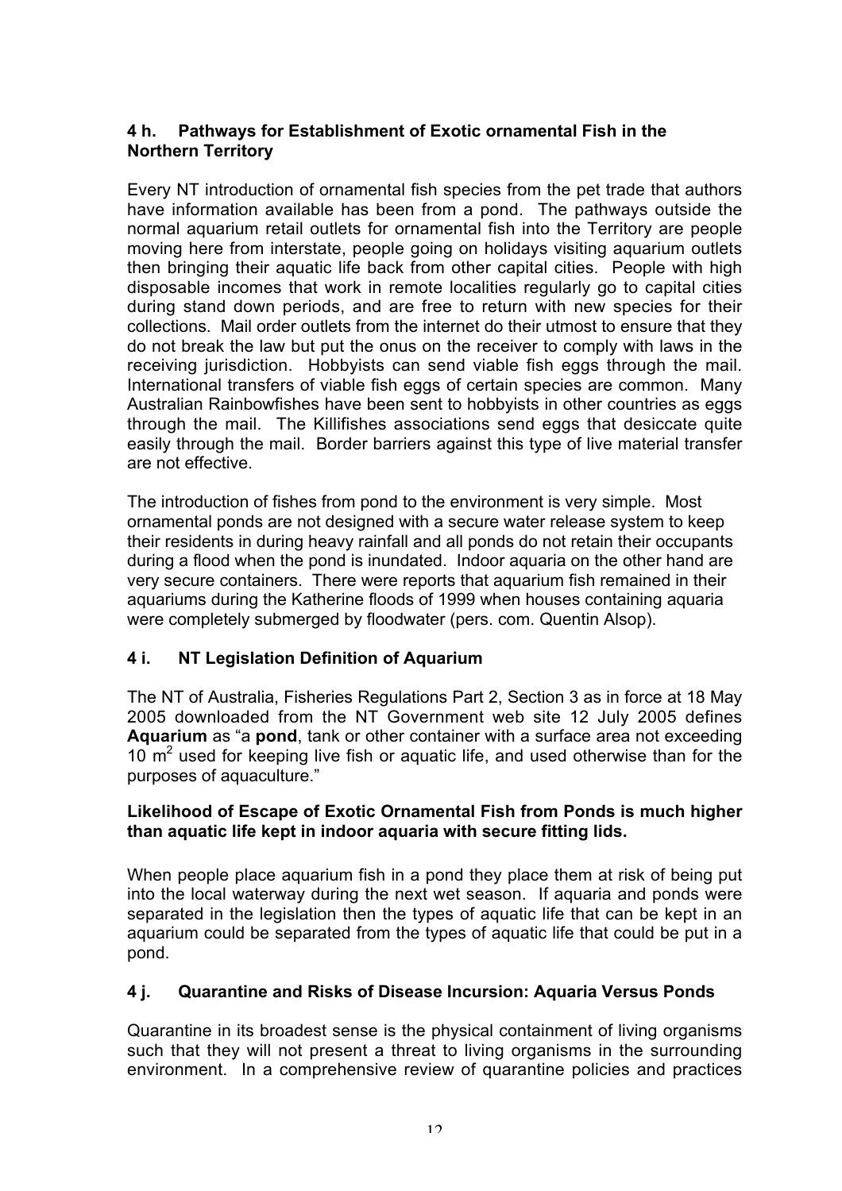## 4 h. Pathways for Establishment of Exotic ornamental Fish in the Northern Territory

Every NT introduction of ornamental fish species from the pet trade that authors have information available has been from a pond. The pathways outside the normal aquarium retail outlets for ornamental fish into the Territory are people moving here from interstate, people going on holidays visiting aquarium outlets then bringing their aquatic life back from other capital cities. People with high disposable incomes that work in remote localities regularly go to capital cities during stand down periods, and are free to return with new species for their collections. Mail order outlets from the internet do their utmost to ensure that they do not break the law but put the onus on the receiver to comply with laws in the receiving jurisdiction. Hobbyists can send viable fish eggs through the mail. International transfers of viable fish eggs of certain species are common. Many Australian Rainbowfishes have been sent to hobbyists in other countries as eggs through the mail. The Killifishes associations send eggs that desiccate quite easily through the mail. Border barriers against this type of live material transfer are not effective.

The introduction of fishes from pond to the environment is very simple. Most ornamental ponds are not designed with a secure water release system to keep their residents in during heavy rainfall and all ponds do not retain their occupants during a flood when the pond is inundated. Indoor aquaria on the other hand are very secure containers. There were reports that aquarium fish remained in their aquariums during the Katherine floods of 1999 when houses containing aquaria were completely submerged by floodwater (pers. com. Quentin Alsop).

## 4 i. NT Legislation Definition of Aquarium

The NT of Australia, Fisheries Regulations Part 2, Section 3 as in force at 18 May 2005 downloaded from the NT Government web site 12 July 2005 defines **Aquarium** as "a **pond**, tank or other container with a surface area not exceeding 10 $m^2$ used for keeping live fish or aquatic life, and used otherwise than for the purposes of aquaculture."

**Likelihood of Escape of Exotic Ornamental Fish from Ponds is much higher than aquatic life kept in indoor aquaria with secure fitting lids.**

When people place aquarium fish in a pond they place them at risk of being put into the local waterway during the next wet season. If aquaria and ponds were separated in the legislation then the types of aquatic life that can be kept in an aquarium could be separated from the types of aquatic life that could be put in a pond.

## 4 j. Quarantine and Risks of Disease Incursion: Aquaria Versus Ponds

Quarantine in its broadest sense is the physical containment of living organisms such that they will not present a threat to living organisms in the surrounding environment. In a comprehensive review of quarantine policies and practices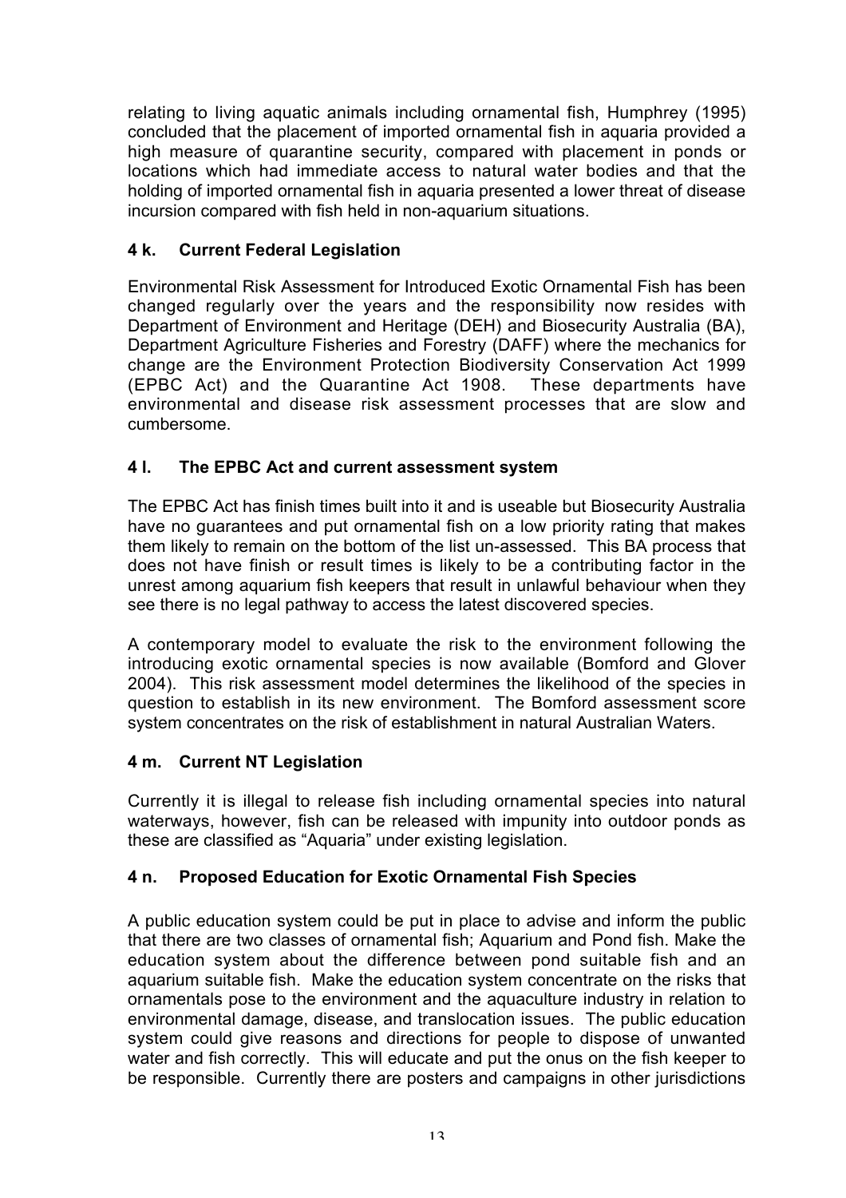relating to living aquatic animals including ornamental fish, Humphrey (1995) concluded that the placement of imported ornamental fish in aquaria provided a high measure of quarantine security, compared with placement in ponds or locations which had immediate access to natural water bodies and that the holding of imported ornamental fish in aquaria presented a lower threat of disease incursion compared with fish held in non-aquarium situations.

## 4 k. Current Federal Legislation

Environmental Risk Assessment for Introduced Exotic Ornamental Fish has been changed regularly over the years and the responsibility now resides with Department of Environment and Heritage (DEH) and Biosecurity Australia (BA), Department Agriculture Fisheries and Forestry (DAFF) where the mechanics for change are the Environment Protection Biodiversity Conservation Act 1999 (EPBC Act) and the Quarantine Act 1908. These departments have environmental and disease risk assessment processes that are slow and cumbersome.

## 4 l. The EPBC Act and current assessment system

The EPBC Act has finish times built into it and is useable but Biosecurity Australia have no guarantees and put ornamental fish on a low priority rating that makes them likely to remain on the bottom of the list un-assessed. This BA process that does not have finish or result times is likely to be a contributing factor in the unrest among aquarium fish keepers that result in unlawful behaviour when they see there is no legal pathway to access the latest discovered species.

A contemporary model to evaluate the risk to the environment following the introducing exotic ornamental species is now available (Bomford and Glover 2004). This risk assessment model determines the likelihood of the species in question to establish in its new environment. The Bomford assessment score system concentrates on the risk of establishment in natural Australian Waters.

## 4 m. Current NT Legislation

Currently it is illegal to release fish including ornamental species into natural waterways, however, fish can be released with impunity into outdoor ponds as these are classified as "Aquaria" under existing legislation.

## 4 n. Proposed Education for Exotic Ornamental Fish Species

A public education system could be put in place to advise and inform the public that there are two classes of ornamental fish; Aquarium and Pond fish. Make the education system about the difference between pond suitable fish and an aquarium suitable fish. Make the education system concentrate on the risks that ornamentals pose to the environment and the aquaculture industry in relation to environmental damage, disease, and translocation issues. The public education system could give reasons and directions for people to dispose of unwanted water and fish correctly. This will educate and put the onus on the fish keeper to be responsible. Currently there are posters and campaigns in other jurisdictions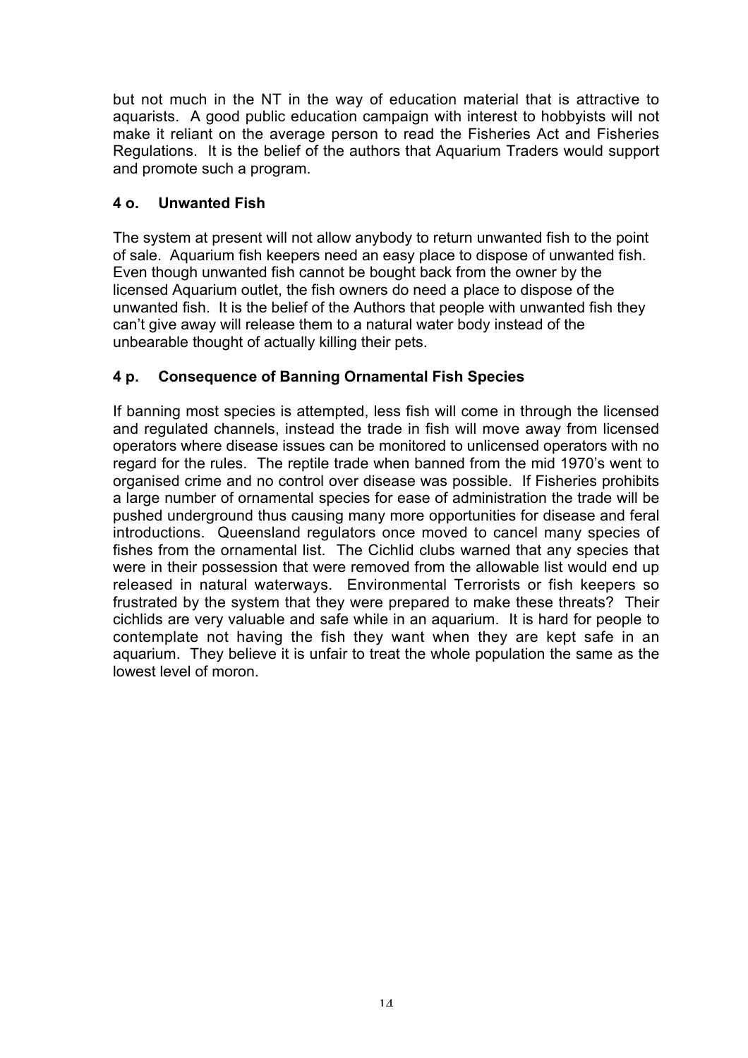but not much in the NT in the way of education material that is attractive to aquarists. A good public education campaign with interest to hobbyists will not make it reliant on the average person to read the Fisheries Act and Fisheries Regulations. It is the belief of the authors that Aquarium Traders would support and promote such a program.

### 4 o. Unwanted Fish

The system at present will not allow anybody to return unwanted fish to the point of sale. Aquarium fish keepers need an easy place to dispose of unwanted fish. Even though unwanted fish cannot be bought back from the owner by the licensed Aquarium outlet, the fish owners do need a place to dispose of the unwanted fish. It is the belief of the Authors that people with unwanted fish they can't give away will release them to a natural water body instead of the unbearable thought of actually killing their pets.

### 4 p. Consequence of Banning Ornamental Fish Species

If banning most species is attempted, less fish will come in through the licensed and regulated channels, instead the trade in fish will move away from licensed operators where disease issues can be monitored to unlicensed operators with no regard for the rules. The reptile trade when banned from the mid 1970's went to organised crime and no control over disease was possible. If Fisheries prohibits a large number of ornamental species for ease of administration the trade will be pushed underground thus causing many more opportunities for disease and feral introductions. Queensland regulators once moved to cancel many species of fishes from the ornamental list. The Cichlid clubs warned that any species that were in their possession that were removed from the allowable list would end up released in natural waterways. Environmental Terrorists or fish keepers so frustrated by the system that they were prepared to make these threats? Their cichlids are very valuable and safe while in an aquarium. It is hard for people to contemplate not having the fish they want when they are kept safe in an aquarium. They believe it is unfair to treat the whole population the same as the lowest level of moron.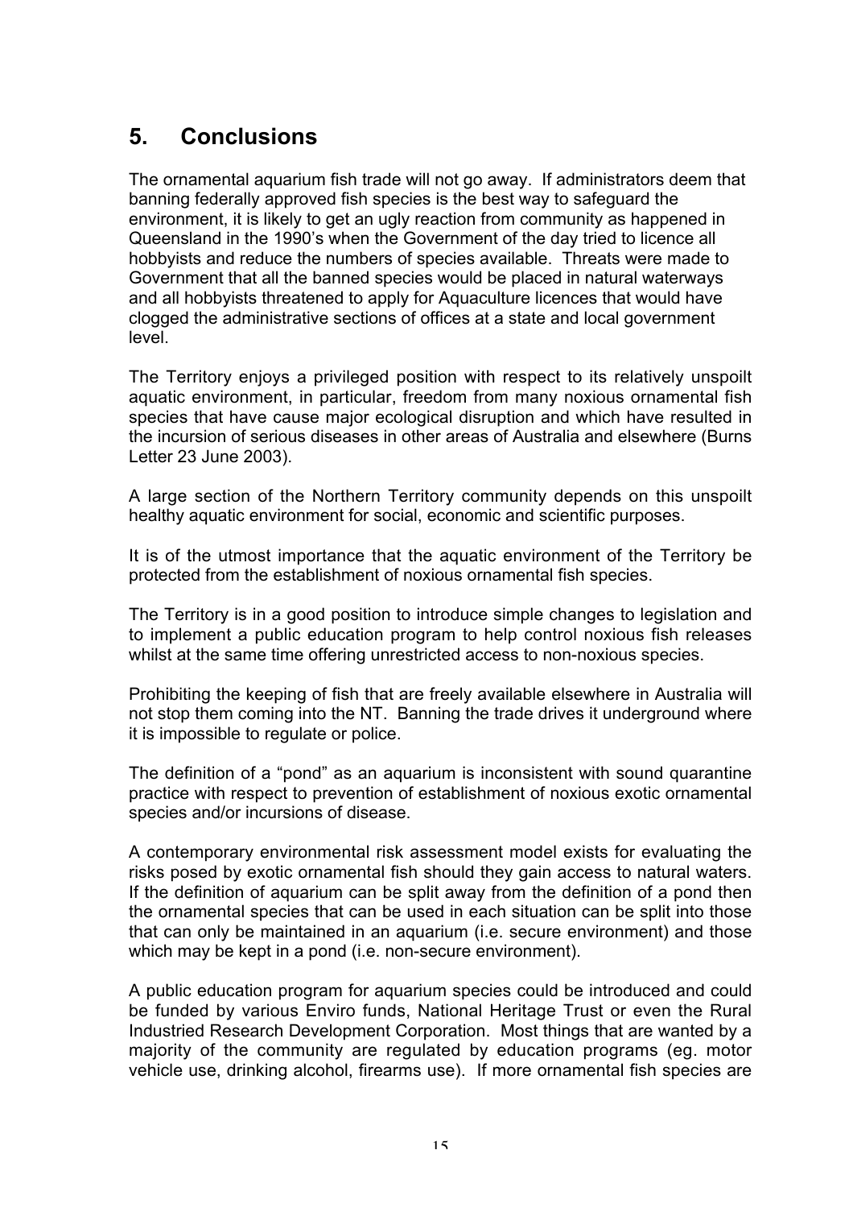## 5. Conclusions

The ornamental aquarium fish trade will not go away. If administrators deem that banning federally approved fish species is the best way to safeguard the environment, it is likely to get an ugly reaction from community as happened in Queensland in the 1990's when the Government of the day tried to licence all hobbyists and reduce the numbers of species available. Threats were made to Government that all the banned species would be placed in natural waterways and all hobbyists threatened to apply for Aquaculture licences that would have clogged the administrative sections of offices at a state and local government level.

The Territory enjoys a privileged position with respect to its relatively unspoilt aquatic environment, in particular, freedom from many noxious ornamental fish species that have cause major ecological disruption and which have resulted in the incursion of serious diseases in other areas of Australia and elsewhere (Burns Letter 23 June 2003).

A large section of the Northern Territory community depends on this unspoilt healthy aquatic environment for social, economic and scientific purposes.

It is of the utmost importance that the aquatic environment of the Territory be protected from the establishment of noxious ornamental fish species.

The Territory is in a good position to introduce simple changes to legislation and to implement a public education program to help control noxious fish releases whilst at the same time offering unrestricted access to non-noxious species.

Prohibiting the keeping of fish that are freely available elsewhere in Australia will not stop them coming into the NT. Banning the trade drives it underground where it is impossible to regulate or police.

The definition of a "pond" as an aquarium is inconsistent with sound quarantine practice with respect to prevention of establishment of noxious exotic ornamental species and/or incursions of disease.

A contemporary environmental risk assessment model exists for evaluating the risks posed by exotic ornamental fish should they gain access to natural waters. If the definition of aquarium can be split away from the definition of a pond then the ornamental species that can be used in each situation can be split into those that can only be maintained in an aquarium (i.e. secure environment) and those which may be kept in a pond (i.e. non-secure environment).

A public education program for aquarium species could be introduced and could be funded by various Enviro funds, National Heritage Trust or even the Rural Industried Research Development Corporation. Most things that are wanted by a majority of the community are regulated by education programs (eg. motor vehicle use, drinking alcohol, firearms use). If more ornamental fish species are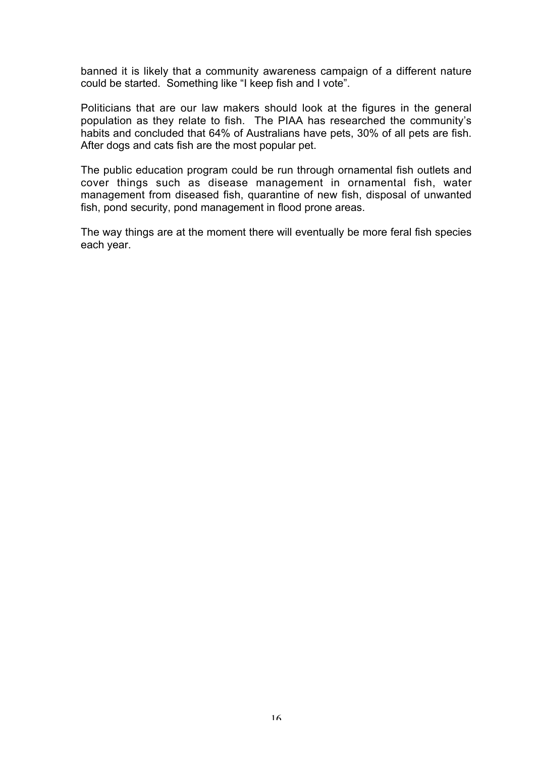banned it is likely that a community awareness campaign of a different nature could be started. Something like "I keep fish and I vote".

Politicians that are our law makers should look at the figures in the general population as they relate to fish. The PIAA has researched the community's habits and concluded that 64% of Australians have pets, 30% of all pets are fish. After dogs and cats fish are the most popular pet.

The public education program could be run through ornamental fish outlets and cover things such as disease management in ornamental fish, water management from diseased fish, quarantine of new fish, disposal of unwanted fish, pond security, pond management in flood prone areas.

The way things are at the moment there will eventually be more feral fish species each year.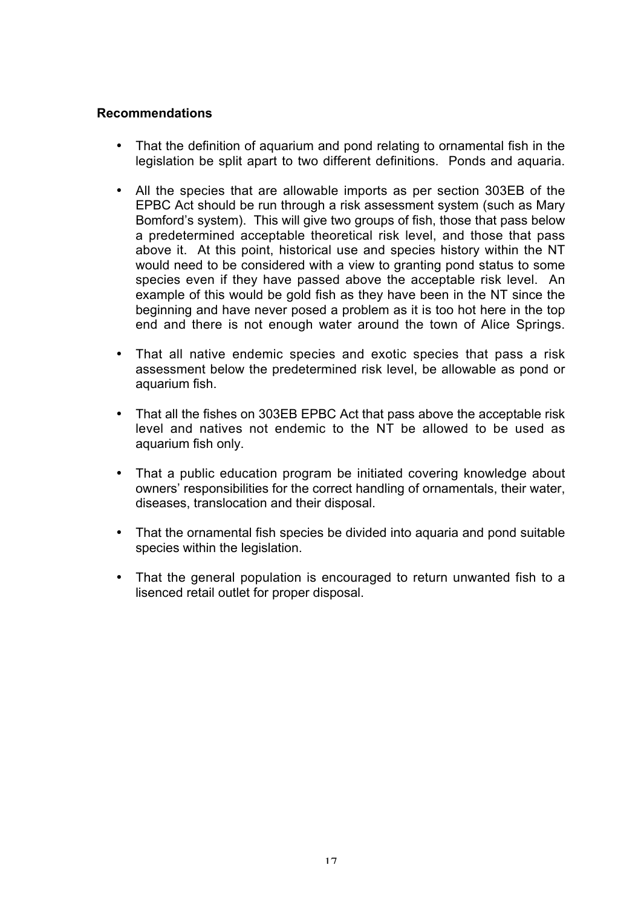**Recommendations**

- That the definition of aquarium and pond relating to ornamental fish in the legislation be split apart to two different definitions. Ponds and aquaria.
- All the species that are allowable imports as per section 303EB of the EPBC Act should be run through a risk assessment system (such as Mary Bomford's system). This will give two groups of fish, those that pass below a predetermined acceptable theoretical risk level, and those that pass above it. At this point, historical use and species history within the NT would need to be considered with a view to granting pond status to some species even if they have passed above the acceptable risk level. An example of this would be gold fish as they have been in the NT since the beginning and have never posed a problem as it is too hot here in the top end and there is not enough water around the town of Alice Springs.
- That all native endemic species and exotic species that pass a risk assessment below the predetermined risk level, be allowable as pond or aquarium fish.
- That all the fishes on 303EB EPBC Act that pass above the acceptable risk level and natives not endemic to the NT be allowed to be used as aquarium fish only.
- That a public education program be initiated covering knowledge about owners' responsibilities for the correct handling of ornamentals, their water, diseases, translocation and their disposal.
- That the ornamental fish species be divided into aquaria and pond suitable species within the legislation.
- That the general population is encouraged to return unwanted fish to a lisenced retail outlet for proper disposal.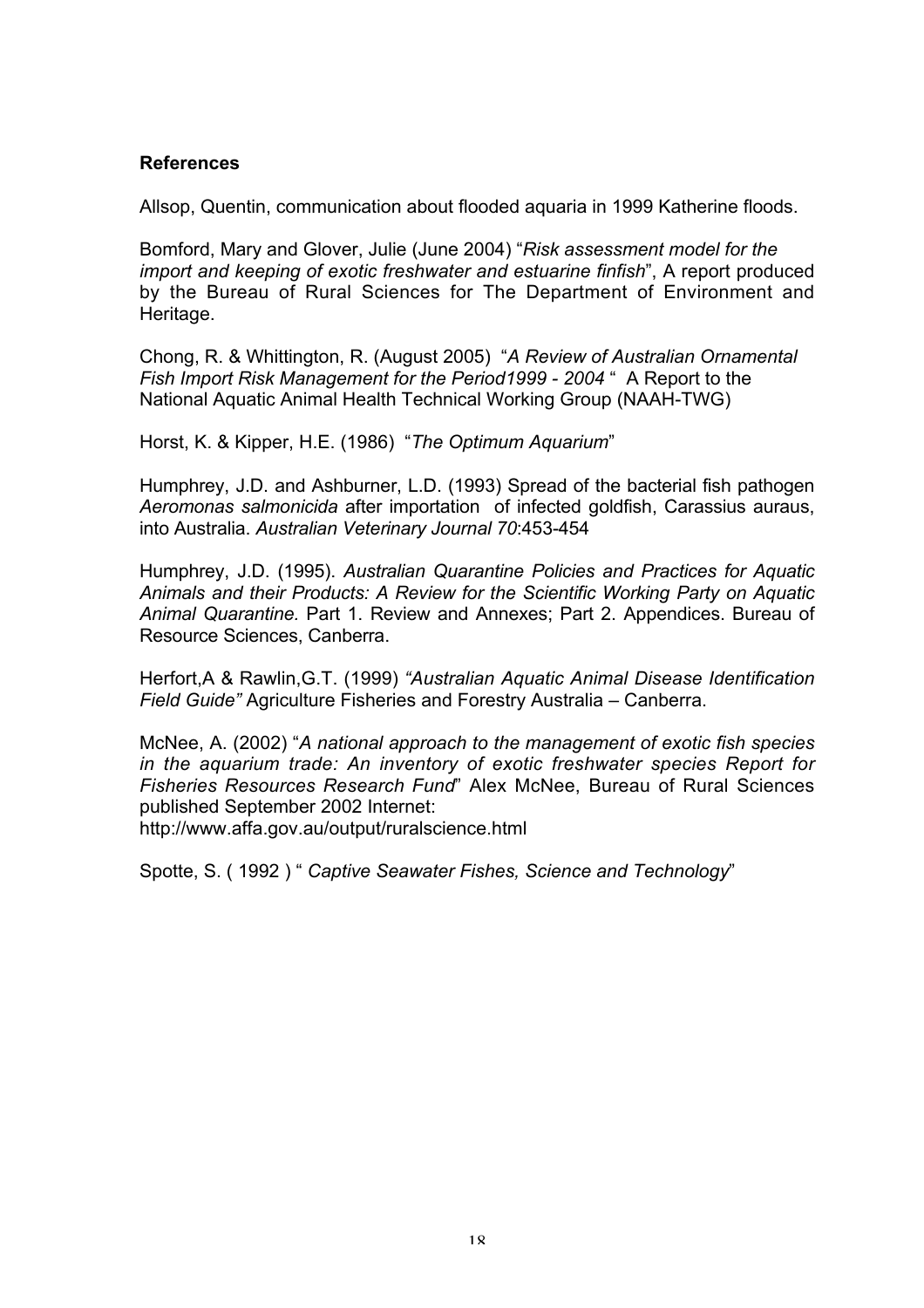**References**

Allsop, Quentin, communication about flooded aquaria in 1999 Katherine floods.

Bomford, Mary and Glover, Julie (June 2004) "*Risk assessment model for the import and keeping of exotic freshwater and estuarine finfish*", A report produced by the Bureau of Rural Sciences for The Department of Environment and Heritage.

Chong, R. & Whittington, R. (August 2005) "*A Review of Australian Ornamental Fish Import Risk Management for the Period1999 - 2004* " A Report to the National Aquatic Animal Health Technical Working Group (NAAH-TWG)

Horst, K. & Kipper, H.E. (1986) "*The Optimum Aquarium*"

Humphrey, J.D. and Ashburner, L.D. (1993) Spread of the bacterial fish pathogen *Aeromonas salmonicida* after importation of infected goldfish, Carassius auraus, into Australia. *Australian Veterinary Journal 70*:453-454

Humphrey, J.D. (1995). *Australian Quarantine Policies and Practices for Aquatic Animals and their Products: A Review for the Scientific Working Party on Aquatic Animal Quarantine.* Part 1. Review and Annexes; Part 2. Appendices. Bureau of Resource Sciences, Canberra.

Herfort,A & Rawlin,G.T. (1999) *"Australian Aquatic Animal Disease Identification Field Guide"* Agriculture Fisheries and Forestry Australia – Canberra.

McNee, A. (2002) "*A national approach to the management of exotic fish species in the aquarium trade: An inventory of exotic freshwater species Report for Fisheries Resources Research Fund*" Alex McNee, Bureau of Rural Sciences published September 2002 Internet:
http://www.affa.gov.au/output/ruralscience.html

Spotte, S. ( 1992 ) " *Captive Seawater Fishes, Science and Technology*"